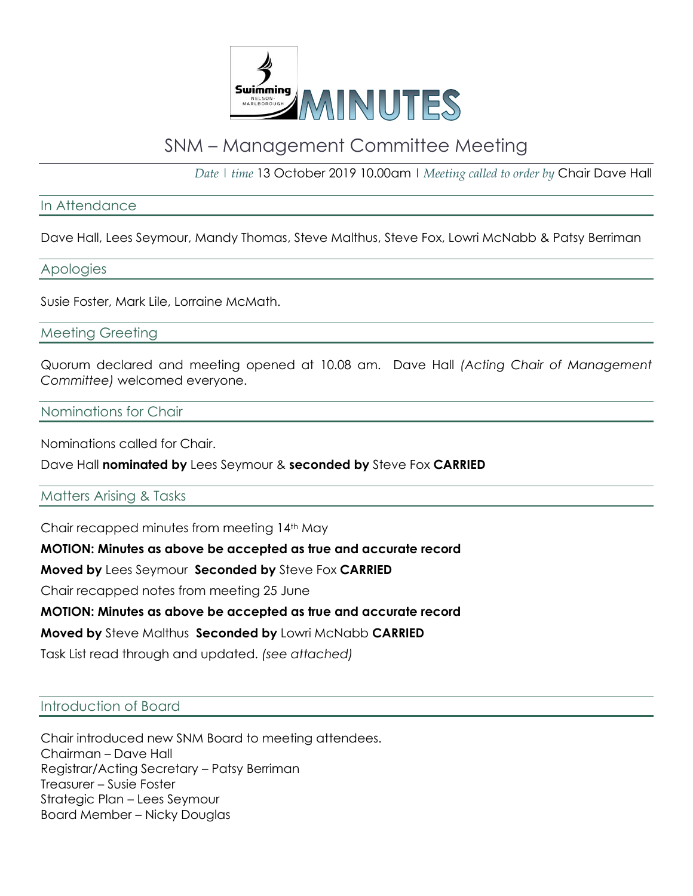# MINUTES

## SNM – Management Committee Meeting

*Date | time* 13 October 2019 10.00am | *Meeting called to order by* Chair Dave Hall

### In Attendance

Dave Hall, Lees Seymour, Mandy Thomas, Steve Malthus, Steve Fox, Lowri McNabb & Patsy Berriman

### Apologies

Susie Foster, Mark Lile, Lorraine McMath.

### Meeting Greeting

Quorum declared and meeting opened at 10.08 am. Dave Hall *(Acting Chair of Management Committee)* welcomed everyone.

### Nominations for Chair

Nominations called for Chair.

Dave Hall **nominated by** Lees Seymour & **seconded by** Steve Fox **CARRIED**

### Matters Arising & Tasks

Chair recapped minutes from meeting 14th May

**MOTION: Minutes as above be accepted as true and accurate record**

**Moved by** Lees Seymour **Seconded by** Steve Fox **CARRIED**

Chair recapped notes from meeting 25 June

**MOTION: Minutes as above be accepted as true and accurate record**

**Moved by** Steve Malthus **Seconded by** Lowri McNabb **CARRIED**

Task List read through and updated. *(see attached)*

### Introduction of Board

Chair introduced new SNM Board to meeting attendees.
Chairman – Dave Hall
Registrar/Acting Secretary – Patsy Berriman
Treasurer – Susie Foster
Strategic Plan – Lees Seymour
Board Member – Nicky Douglas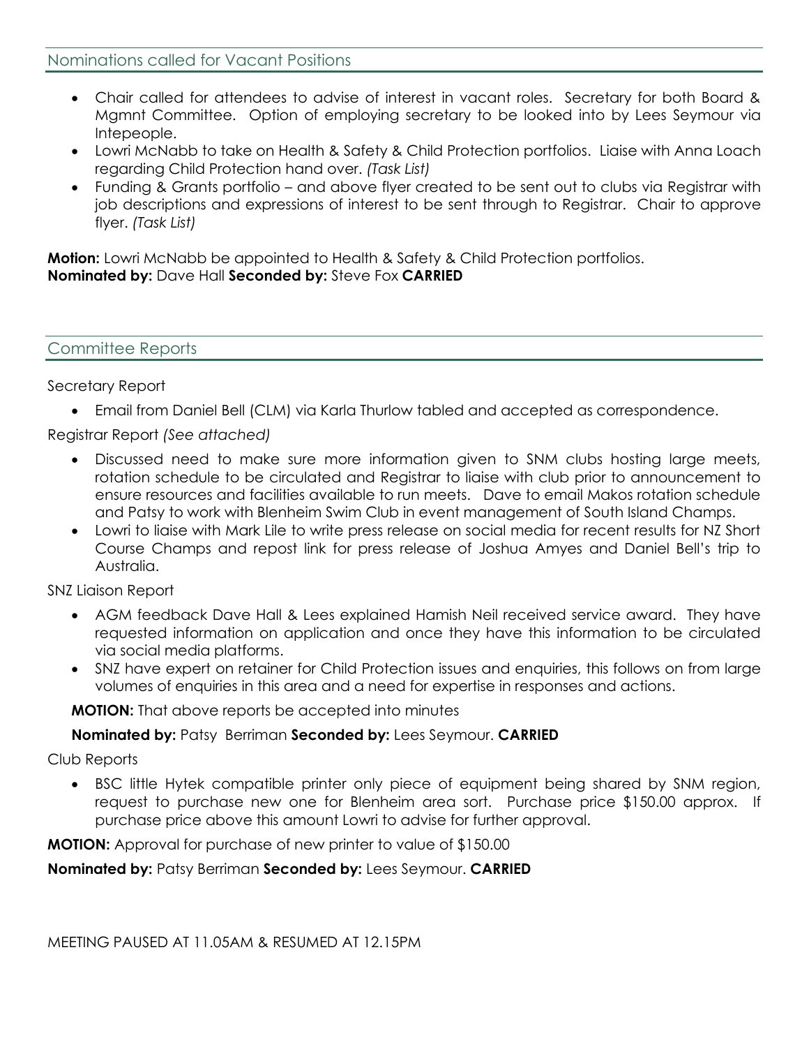## Nominations called for Vacant Positions

- Chair called for attendees to advise of interest in vacant roles. Secretary for both Board & Mgmnt Committee. Option of employing secretary to be looked into by Lees Seymour via Intepeople.
- Lowri McNabb to take on Health & Safety & Child Protection portfolios. Liaise with Anna Loach regarding Child Protection hand over. *(Task List)*
- Funding & Grants portfolio – and above flyer created to be sent out to clubs via Registrar with job descriptions and expressions of interest to be sent through to Registrar. Chair to approve flyer. *(Task List)*

**Motion:** Lowri McNabb be appointed to Health & Safety & Child Protection portfolios.
**Nominated by:** Dave Hall **Seconded by:** Steve Fox **CARRIED**

## Committee Reports

Secretary Report

- Email from Daniel Bell (CLM) via Karla Thurlow tabled and accepted as correspondence.

Registrar Report *(See attached)*

- Discussed need to make sure more information given to SNM clubs hosting large meets, rotation schedule to be circulated and Registrar to liaise with club prior to announcement to ensure resources and facilities available to run meets. Dave to email Makos rotation schedule and Patsy to work with Blenheim Swim Club in event management of South Island Champs.
- Lowri to liaise with Mark Lile to write press release on social media for recent results for NZ Short Course Champs and repost link for press release of Joshua Amyes and Daniel Bell's trip to Australia.

SNZ Liaison Report

- AGM feedback Dave Hall & Lees explained Hamish Neil received service award. They have requested information on application and once they have this information to be circulated via social media platforms.
- SNZ have expert on retainer for Child Protection issues and enquiries, this follows on from large volumes of enquiries in this area and a need for expertise in responses and actions.

**MOTION:** That above reports be accepted into minutes

**Nominated by:** Patsy Berriman **Seconded by:** Lees Seymour. **CARRIED**

Club Reports

- BSC little Hytek compatible printer only piece of equipment being shared by SNM region, request to purchase new one for Blenheim area sort. Purchase price $150.00 approx. If purchase price above this amount Lowri to advise for further approval.

**MOTION:** Approval for purchase of new printer to value of $150.00

**Nominated by:** Patsy Berriman **Seconded by:** Lees Seymour. **CARRIED**

MEETING PAUSED AT 11.05AM & RESUMED AT 12.15PM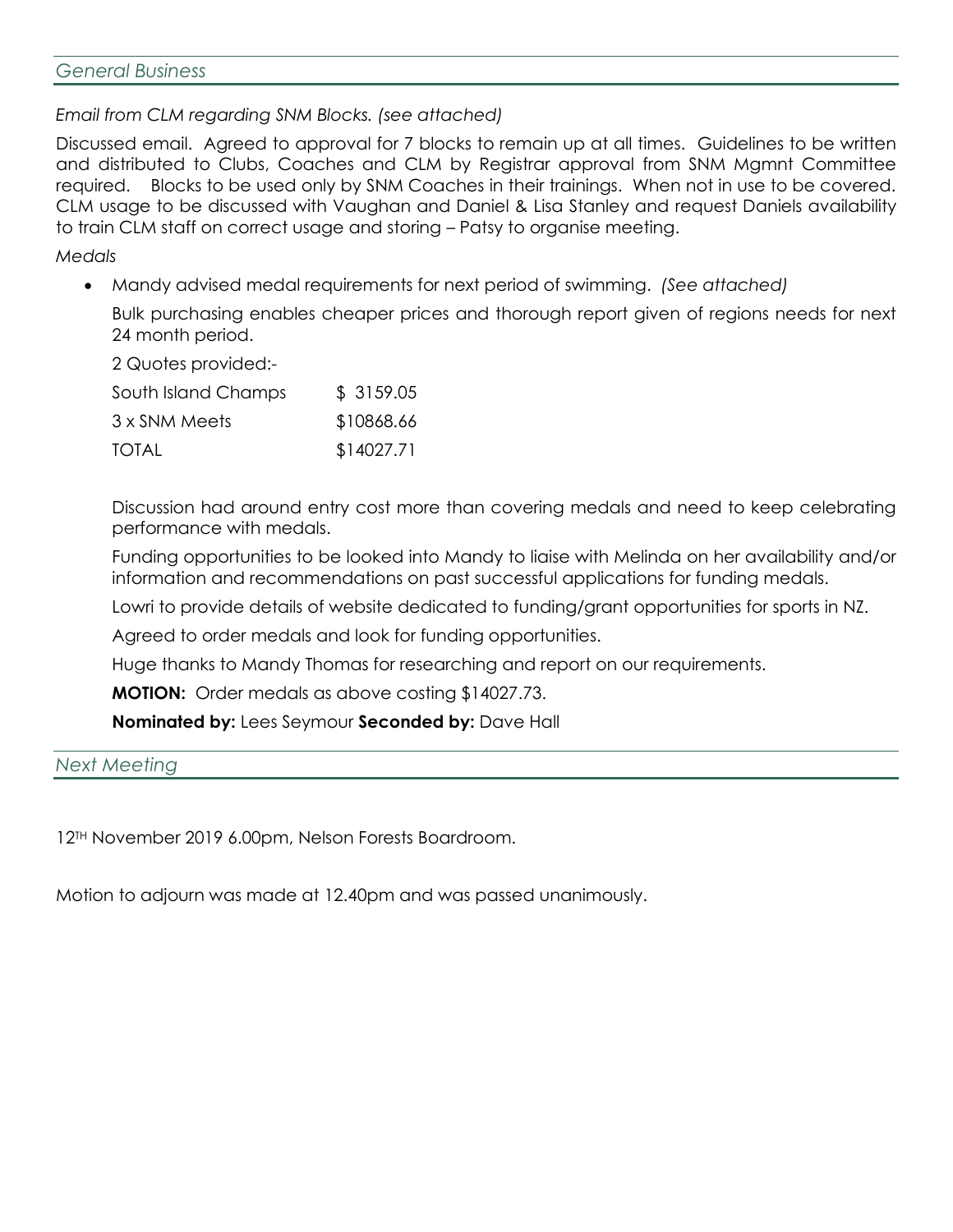## *General Business*

*Email from CLM regarding SNM Blocks. (see attached)*

Discussed email. Agreed to approval for 7 blocks to remain up at all times. Guidelines to be written and distributed to Clubs, Coaches and CLM by Registrar approval from SNM Mgmnt Committee required. Blocks to be used only by SNM Coaches in their trainings. When not in use to be covered. CLM usage to be discussed with Vaughan and Daniel & Lisa Stanley and request Daniels availability to train CLM staff on correct usage and storing – Patsy to organise meeting.

*Medals*

- Mandy advised medal requirements for next period of swimming. *(See attached)*

  Bulk purchasing enables cheaper prices and thorough report given of regions needs for next 24 month period.

  2 Quotes provided:-

  | | |
  |---|---|
  | South Island Champs | $ 3159.05 |
  | 3 x SNM Meets | $10868.66 |
  | TOTAL | $14027.71 |

  Discussion had around entry cost more than covering medals and need to keep celebrating performance with medals.

  Funding opportunities to be looked into Mandy to liaise with Melinda on her availability and/or information and recommendations on past successful applications for funding medals.

  Lowri to provide details of website dedicated to funding/grant opportunities for sports in NZ.

  Agreed to order medals and look for funding opportunities.

  Huge thanks to Mandy Thomas for researching and report on our requirements.

  **MOTION:** Order medals as above costing $14027.73.

  **Nominated by:** Lees Seymour **Seconded by:** Dave Hall

## *Next Meeting*

12TH November 2019 6.00pm, Nelson Forests Boardroom.

Motion to adjourn was made at 12.40pm and was passed unanimously.